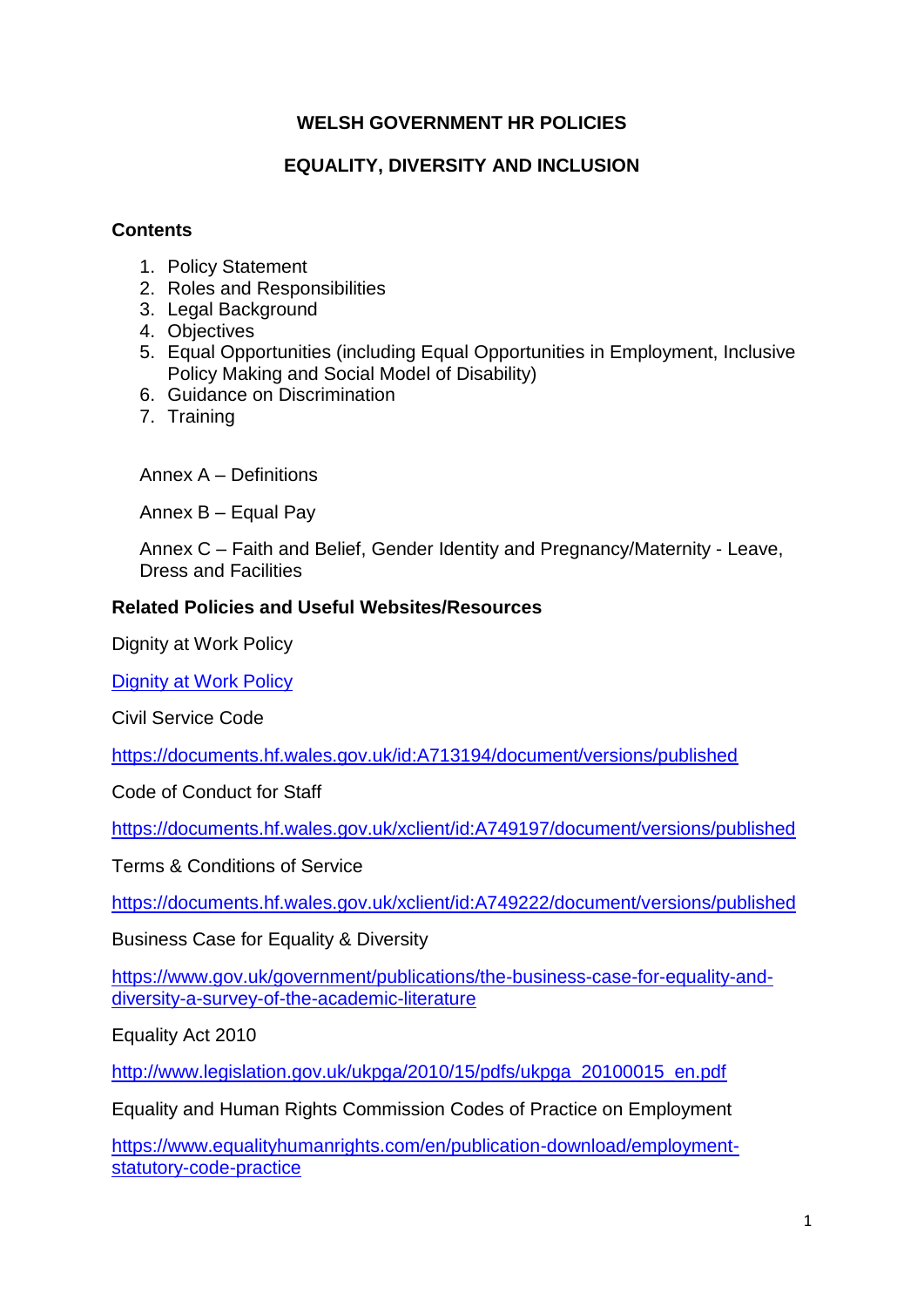# WELSH GOVERNMENT HR POLICIES

## EQUALITY, DIVERSITY AND INCLUSION

**Contents**

1. Policy Statement
2. Roles and Responsibilities
3. Legal Background
4. Objectives
5. Equal Opportunities (including Equal Opportunities in Employment, Inclusive Policy Making and Social Model of Disability)
6. Guidance on Discrimination
7. Training

Annex A – Definitions

Annex B – Equal Pay

Annex C – Faith and Belief, Gender Identity and Pregnancy/Maternity - Leave, Dress and Facilities

**Related Policies and Useful Websites/Resources**

Dignity at Work Policy

Dignity at Work Policy

Civil Service Code

https://documents.hf.wales.gov.uk/id:A713194/document/versions/published

Code of Conduct for Staff

https://documents.hf.wales.gov.uk/xclient/id:A749197/document/versions/published

Terms & Conditions of Service

https://documents.hf.wales.gov.uk/xclient/id:A749222/document/versions/published

Business Case for Equality & Diversity

https://www.gov.uk/government/publications/the-business-case-for-equality-and-diversity-a-survey-of-the-academic-literature

Equality Act 2010

http://www.legislation.gov.uk/ukpga/2010/15/pdfs/ukpga_20100015_en.pdf

Equality and Human Rights Commission Codes of Practice on Employment

https://www.equalityhumanrights.com/en/publication-download/employment-statutory-code-practice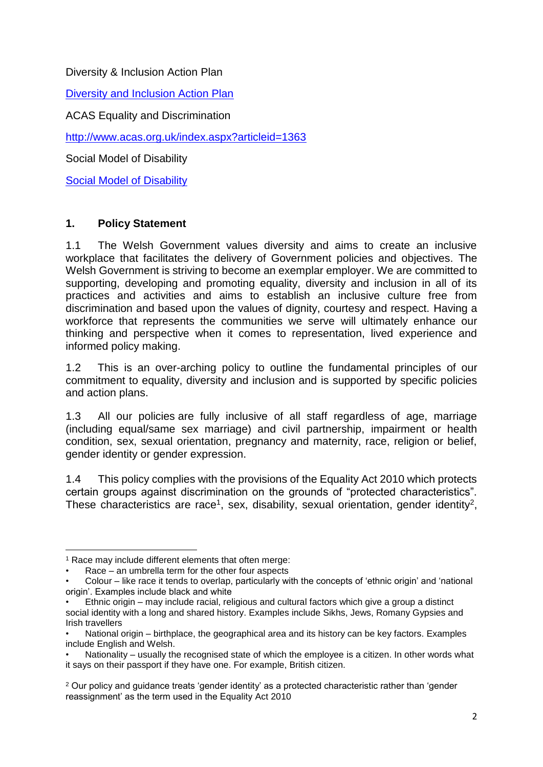Diversity & Inclusion Action Plan

[Diversity and Inclusion Action Plan]

ACAS Equality and Discrimination

http://www.acas.org.uk/index.aspx?articleid=1363

Social Model of Disability

[Social Model of Disability]

## 1. Policy Statement

1.1 The Welsh Government values diversity and aims to create an inclusive workplace that facilitates the delivery of Government policies and objectives. The Welsh Government is striving to become an exemplar employer. We are committed to supporting, developing and promoting equality, diversity and inclusion in all of its practices and activities and aims to establish an inclusive culture free from discrimination and based upon the values of dignity, courtesy and respect. Having a workforce that represents the communities we serve will ultimately enhance our thinking and perspective when it comes to representation, lived experience and informed policy making.

1.2 This is an over-arching policy to outline the fundamental principles of our commitment to equality, diversity and inclusion and is supported by specific policies and action plans.

1.3 All our policies are fully inclusive of all staff regardless of age, marriage (including equal/same sex marriage) and civil partnership, impairment or health condition, sex, sexual orientation, pregnancy and maternity, race, religion or belief, gender identity or gender expression.

1.4 This policy complies with the provisions of the Equality Act 2010 which protects certain groups against discrimination on the grounds of "protected characteristics". These characteristics are race[1], sex, disability, sexual orientation, gender identity[2],

---

[1] Race may include different elements that often merge:

- Race – an umbrella term for the other four aspects
- Colour – like race it tends to overlap, particularly with the concepts of 'ethnic origin' and 'national origin'. Examples include black and white
- Ethnic origin – may include racial, religious and cultural factors which give a group a distinct social identity with a long and shared history. Examples include Sikhs, Jews, Romany Gypsies and Irish travellers
- National origin – birthplace, the geographical area and its history can be key factors. Examples include English and Welsh.
- Nationality – usually the recognised state of which the employee is a citizen. In other words what it says on their passport if they have one. For example, British citizen.

[2] Our policy and guidance treats 'gender identity' as a protected characteristic rather than 'gender reassignment' as the term used in the Equality Act 2010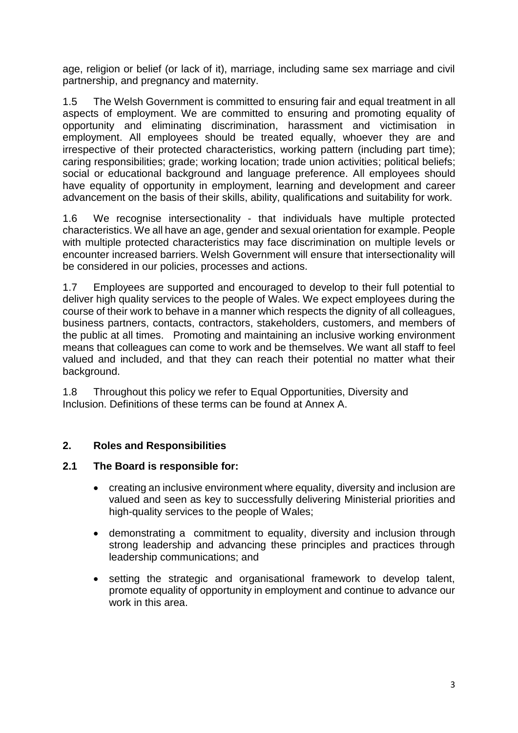age, religion or belief (or lack of it), marriage, including same sex marriage and civil partnership, and pregnancy and maternity.

1.5 The Welsh Government is committed to ensuring fair and equal treatment in all aspects of employment. We are committed to ensuring and promoting equality of opportunity and eliminating discrimination, harassment and victimisation in employment. All employees should be treated equally, whoever they are and irrespective of their protected characteristics, working pattern (including part time); caring responsibilities; grade; working location; trade union activities; political beliefs; social or educational background and language preference. All employees should have equality of opportunity in employment, learning and development and career advancement on the basis of their skills, ability, qualifications and suitability for work.

1.6 We recognise intersectionality - that individuals have multiple protected characteristics. We all have an age, gender and sexual orientation for example. People with multiple protected characteristics may face discrimination on multiple levels or encounter increased barriers. Welsh Government will ensure that intersectionality will be considered in our policies, processes and actions.

1.7 Employees are supported and encouraged to develop to their full potential to deliver high quality services to the people of Wales. We expect employees during the course of their work to behave in a manner which respects the dignity of all colleagues, business partners, contacts, contractors, stakeholders, customers, and members of the public at all times. Promoting and maintaining an inclusive working environment means that colleagues can come to work and be themselves. We want all staff to feel valued and included, and that they can reach their potential no matter what their background.

1.8 Throughout this policy we refer to Equal Opportunities, Diversity and Inclusion. Definitions of these terms can be found at Annex A.

## 2. Roles and Responsibilities

### 2.1 The Board is responsible for:

- creating an inclusive environment where equality, diversity and inclusion are valued and seen as key to successfully delivering Ministerial priorities and high-quality services to the people of Wales;
- demonstrating a commitment to equality, diversity and inclusion through strong leadership and advancing these principles and practices through leadership communications; and
- setting the strategic and organisational framework to develop talent, promote equality of opportunity in employment and continue to advance our work in this area.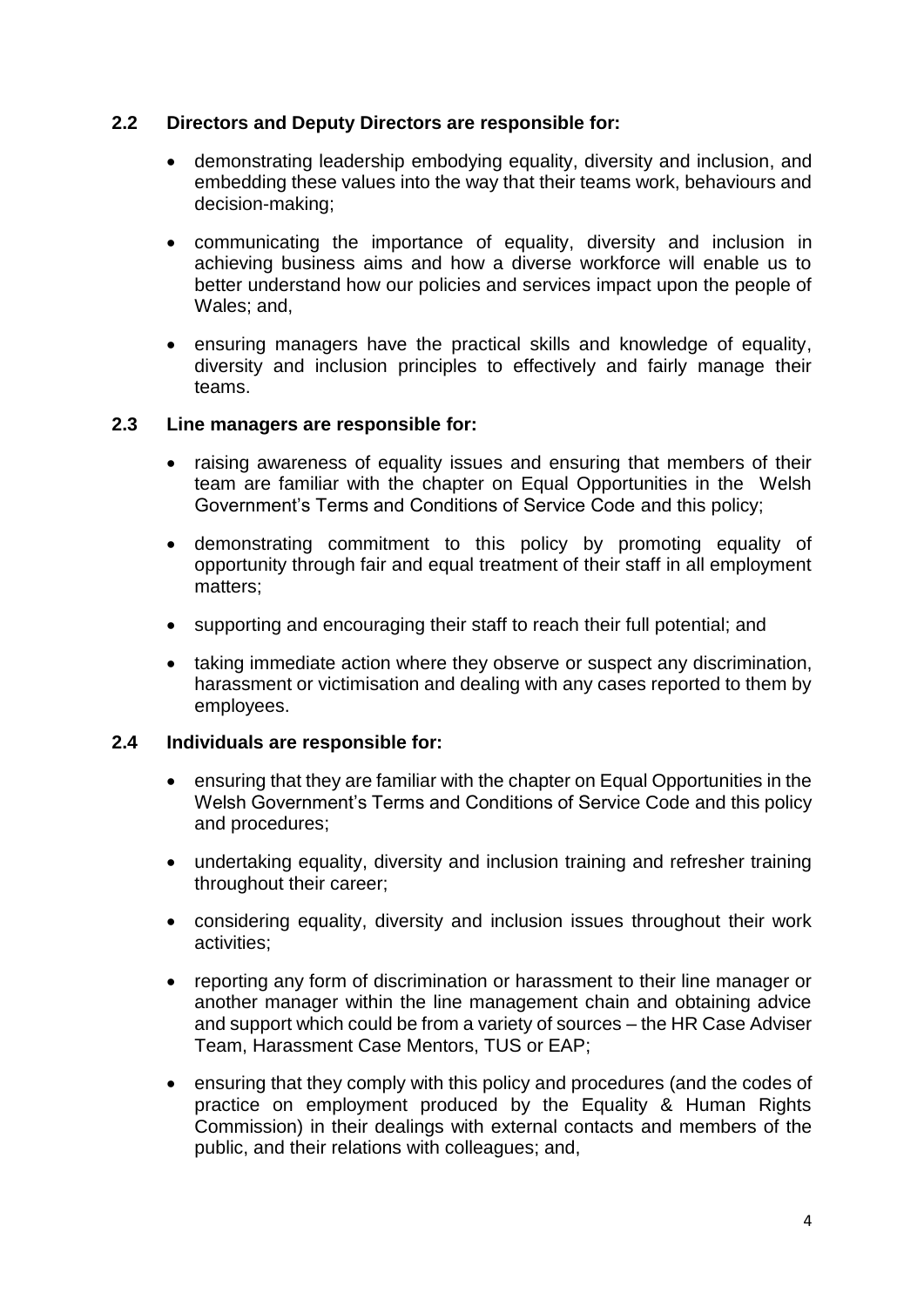### 2.2 Directors and Deputy Directors are responsible for:

- demonstrating leadership embodying equality, diversity and inclusion, and embedding these values into the way that their teams work, behaviours and decision-making;
- communicating the importance of equality, diversity and inclusion in achieving business aims and how a diverse workforce will enable us to better understand how our policies and services impact upon the people of Wales; and,
- ensuring managers have the practical skills and knowledge of equality, diversity and inclusion principles to effectively and fairly manage their teams.

### 2.3 Line managers are responsible for:

- raising awareness of equality issues and ensuring that members of their team are familiar with the chapter on Equal Opportunities in the Welsh Government's Terms and Conditions of Service Code and this policy;
- demonstrating commitment to this policy by promoting equality of opportunity through fair and equal treatment of their staff in all employment matters;
- supporting and encouraging their staff to reach their full potential; and
- taking immediate action where they observe or suspect any discrimination, harassment or victimisation and dealing with any cases reported to them by employees.

### 2.4 Individuals are responsible for:

- ensuring that they are familiar with the chapter on Equal Opportunities in the Welsh Government's Terms and Conditions of Service Code and this policy and procedures;
- undertaking equality, diversity and inclusion training and refresher training throughout their career;
- considering equality, diversity and inclusion issues throughout their work activities;
- reporting any form of discrimination or harassment to their line manager or another manager within the line management chain and obtaining advice and support which could be from a variety of sources – the HR Case Adviser Team, Harassment Case Mentors, TUS or EAP;
- ensuring that they comply with this policy and procedures (and the codes of practice on employment produced by the Equality & Human Rights Commission) in their dealings with external contacts and members of the public, and their relations with colleagues; and,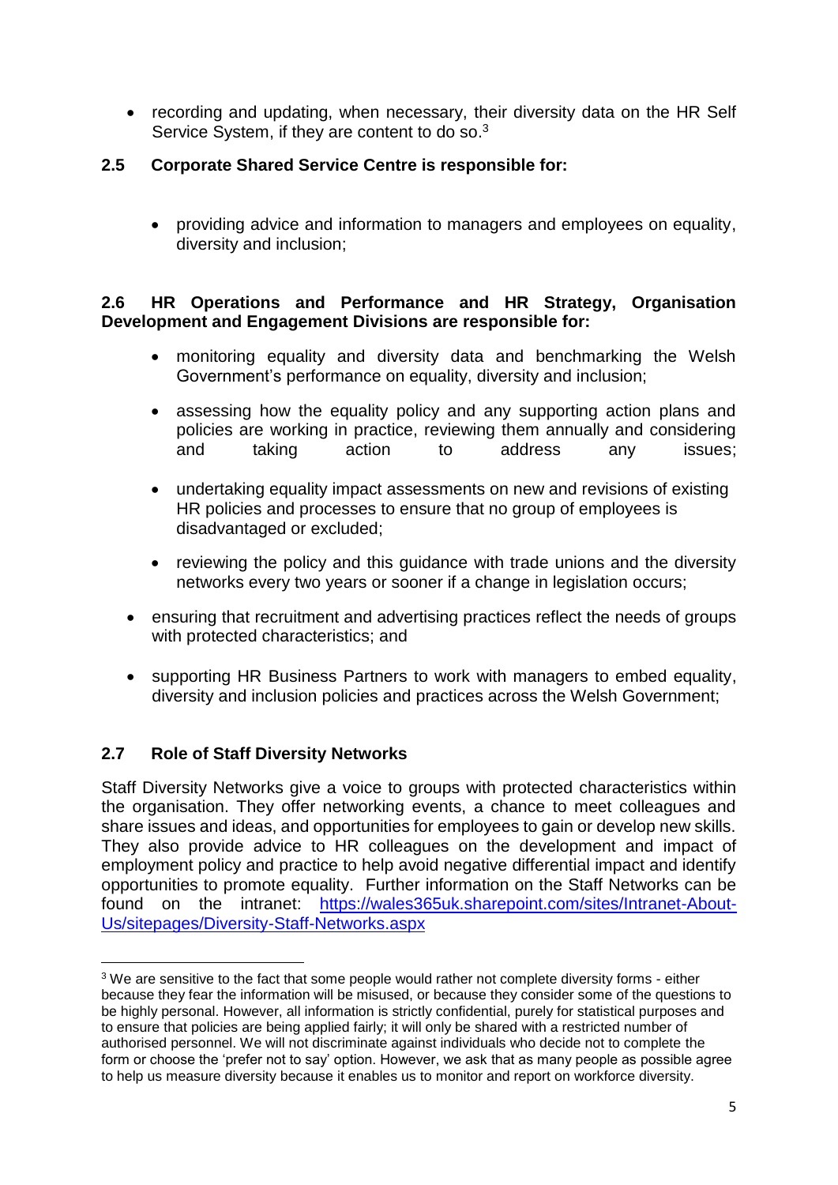- recording and updating, when necessary, their diversity data on the HR Self Service System, if they are content to do so.[3]

### 2.5 Corporate Shared Service Centre is responsible for:

- providing advice and information to managers and employees on equality, diversity and inclusion;

### 2.6 HR Operations and Performance and HR Strategy, Organisation Development and Engagement Divisions are responsible for:

- monitoring equality and diversity data and benchmarking the Welsh Government's performance on equality, diversity and inclusion;
- assessing how the equality policy and any supporting action plans and policies are working in practice, reviewing them annually and considering and taking action to address any issues;
- undertaking equality impact assessments on new and revisions of existing HR policies and processes to ensure that no group of employees is disadvantaged or excluded;
- reviewing the policy and this guidance with trade unions and the diversity networks every two years or sooner if a change in legislation occurs;
- ensuring that recruitment and advertising practices reflect the needs of groups with protected characteristics; and
- supporting HR Business Partners to work with managers to embed equality, diversity and inclusion policies and practices across the Welsh Government;

### 2.7 Role of Staff Diversity Networks

Staff Diversity Networks give a voice to groups with protected characteristics within the organisation. They offer networking events, a chance to meet colleagues and share issues and ideas, and opportunities for employees to gain or develop new skills. They also provide advice to HR colleagues on the development and impact of employment policy and practice to help avoid negative differential impact and identify opportunities to promote equality. Further information on the Staff Networks can be found on the intranet: https://wales365uk.sharepoint.com/sites/Intranet-About-Us/sitepages/Diversity-Staff-Networks.aspx

---

[3] We are sensitive to the fact that some people would rather not complete diversity forms - either because they fear the information will be misused, or because they consider some of the questions to be highly personal. However, all information is strictly confidential, purely for statistical purposes and to ensure that policies are being applied fairly; it will only be shared with a restricted number of authorised personnel. We will not discriminate against individuals who decide not to complete the form or choose the 'prefer not to say' option. However, we ask that as many people as possible agree to help us measure diversity because it enables us to monitor and report on workforce diversity.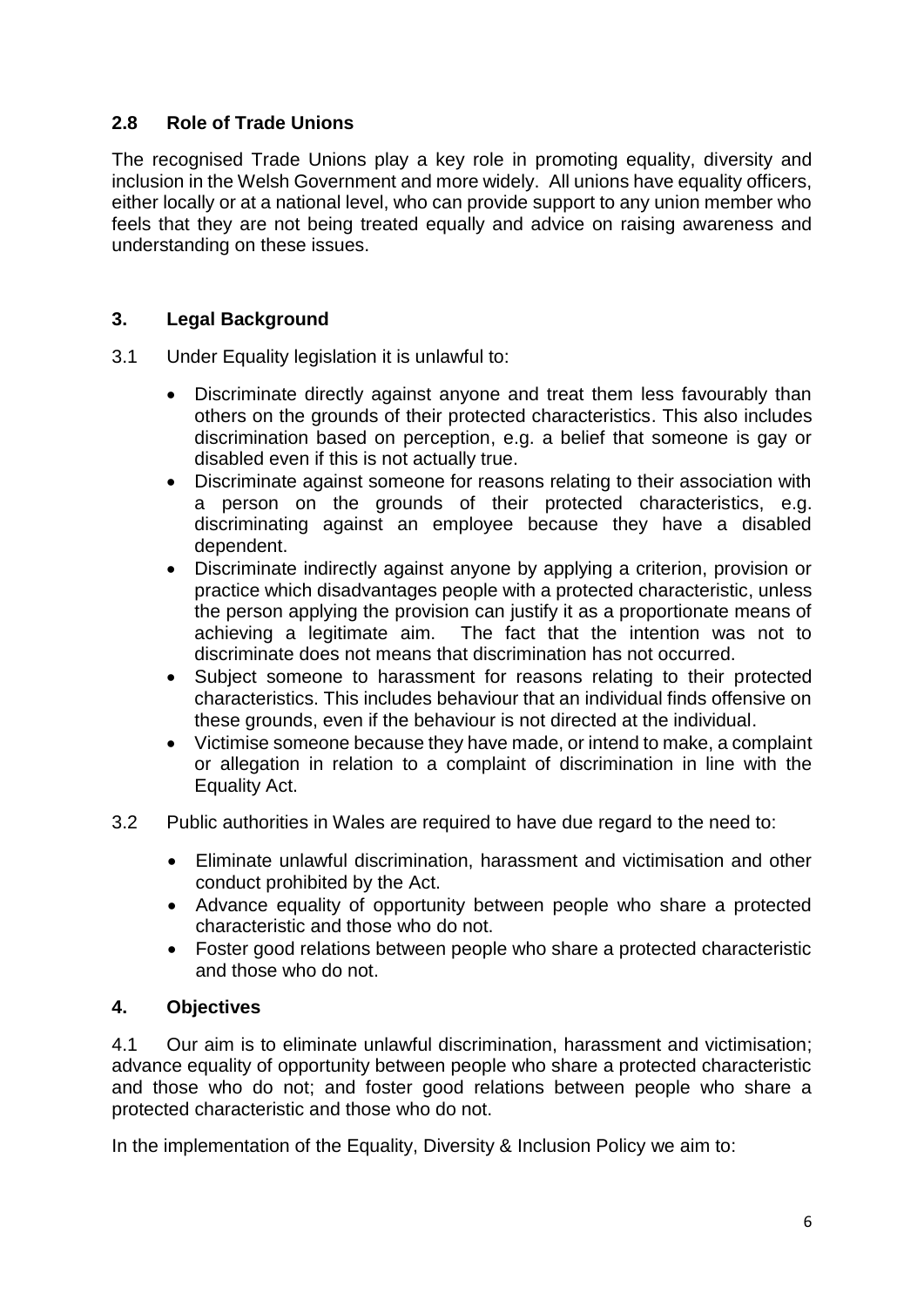### 2.8 Role of Trade Unions

The recognised Trade Unions play a key role in promoting equality, diversity and inclusion in the Welsh Government and more widely. All unions have equality officers, either locally or at a national level, who can provide support to any union member who feels that they are not being treated equally and advice on raising awareness and understanding on these issues.

## 3. Legal Background

3.1 Under Equality legislation it is unlawful to:

- Discriminate directly against anyone and treat them less favourably than others on the grounds of their protected characteristics. This also includes discrimination based on perception, e.g. a belief that someone is gay or disabled even if this is not actually true.
- Discriminate against someone for reasons relating to their association with a person on the grounds of their protected characteristics, e.g. discriminating against an employee because they have a disabled dependent.
- Discriminate indirectly against anyone by applying a criterion, provision or practice which disadvantages people with a protected characteristic, unless the person applying the provision can justify it as a proportionate means of achieving a legitimate aim. The fact that the intention was not to discriminate does not means that discrimination has not occurred.
- Subject someone to harassment for reasons relating to their protected characteristics. This includes behaviour that an individual finds offensive on these grounds, even if the behaviour is not directed at the individual.
- Victimise someone because they have made, or intend to make, a complaint or allegation in relation to a complaint of discrimination in line with the Equality Act.

3.2 Public authorities in Wales are required to have due regard to the need to:

- Eliminate unlawful discrimination, harassment and victimisation and other conduct prohibited by the Act.
- Advance equality of opportunity between people who share a protected characteristic and those who do not.
- Foster good relations between people who share a protected characteristic and those who do not.

## 4. Objectives

4.1 Our aim is to eliminate unlawful discrimination, harassment and victimisation; advance equality of opportunity between people who share a protected characteristic and those who do not; and foster good relations between people who share a protected characteristic and those who do not.

In the implementation of the Equality, Diversity & Inclusion Policy we aim to: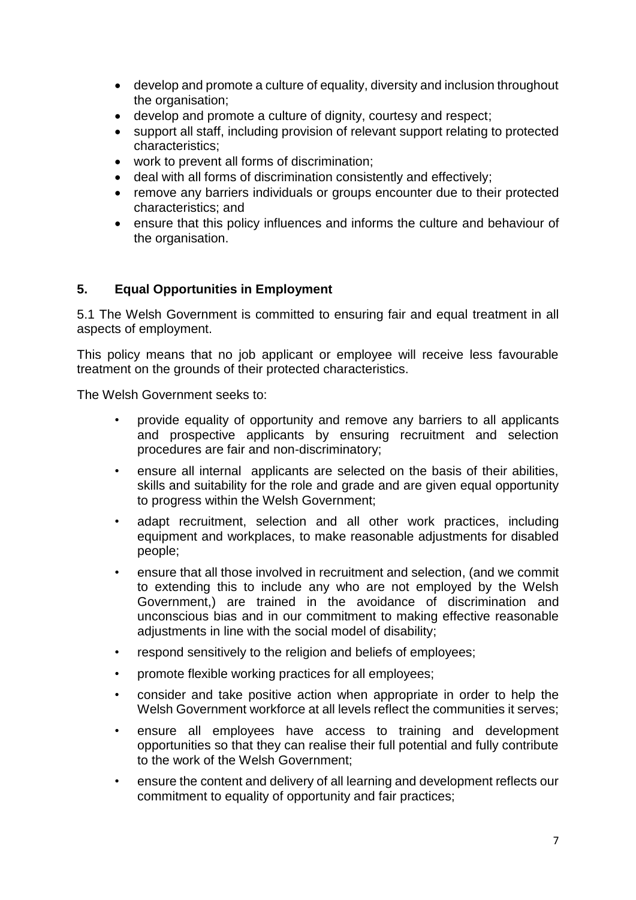- develop and promote a culture of equality, diversity and inclusion throughout the organisation;
- develop and promote a culture of dignity, courtesy and respect;
- support all staff, including provision of relevant support relating to protected characteristics;
- work to prevent all forms of discrimination;
- deal with all forms of discrimination consistently and effectively;
- remove any barriers individuals or groups encounter due to their protected characteristics; and
- ensure that this policy influences and informs the culture and behaviour of the organisation.

## 5. Equal Opportunities in Employment

5.1 The Welsh Government is committed to ensuring fair and equal treatment in all aspects of employment.

This policy means that no job applicant or employee will receive less favourable treatment on the grounds of their protected characteristics.

The Welsh Government seeks to:

- provide equality of opportunity and remove any barriers to all applicants and prospective applicants by ensuring recruitment and selection procedures are fair and non-discriminatory;
- ensure all internal applicants are selected on the basis of their abilities, skills and suitability for the role and grade and are given equal opportunity to progress within the Welsh Government;
- adapt recruitment, selection and all other work practices, including equipment and workplaces, to make reasonable adjustments for disabled people;
- ensure that all those involved in recruitment and selection, (and we commit to extending this to include any who are not employed by the Welsh Government,) are trained in the avoidance of discrimination and unconscious bias and in our commitment to making effective reasonable adjustments in line with the social model of disability;
- respond sensitively to the religion and beliefs of employees;
- promote flexible working practices for all employees;
- consider and take positive action when appropriate in order to help the Welsh Government workforce at all levels reflect the communities it serves;
- ensure all employees have access to training and development opportunities so that they can realise their full potential and fully contribute to the work of the Welsh Government;
- ensure the content and delivery of all learning and development reflects our commitment to equality of opportunity and fair practices;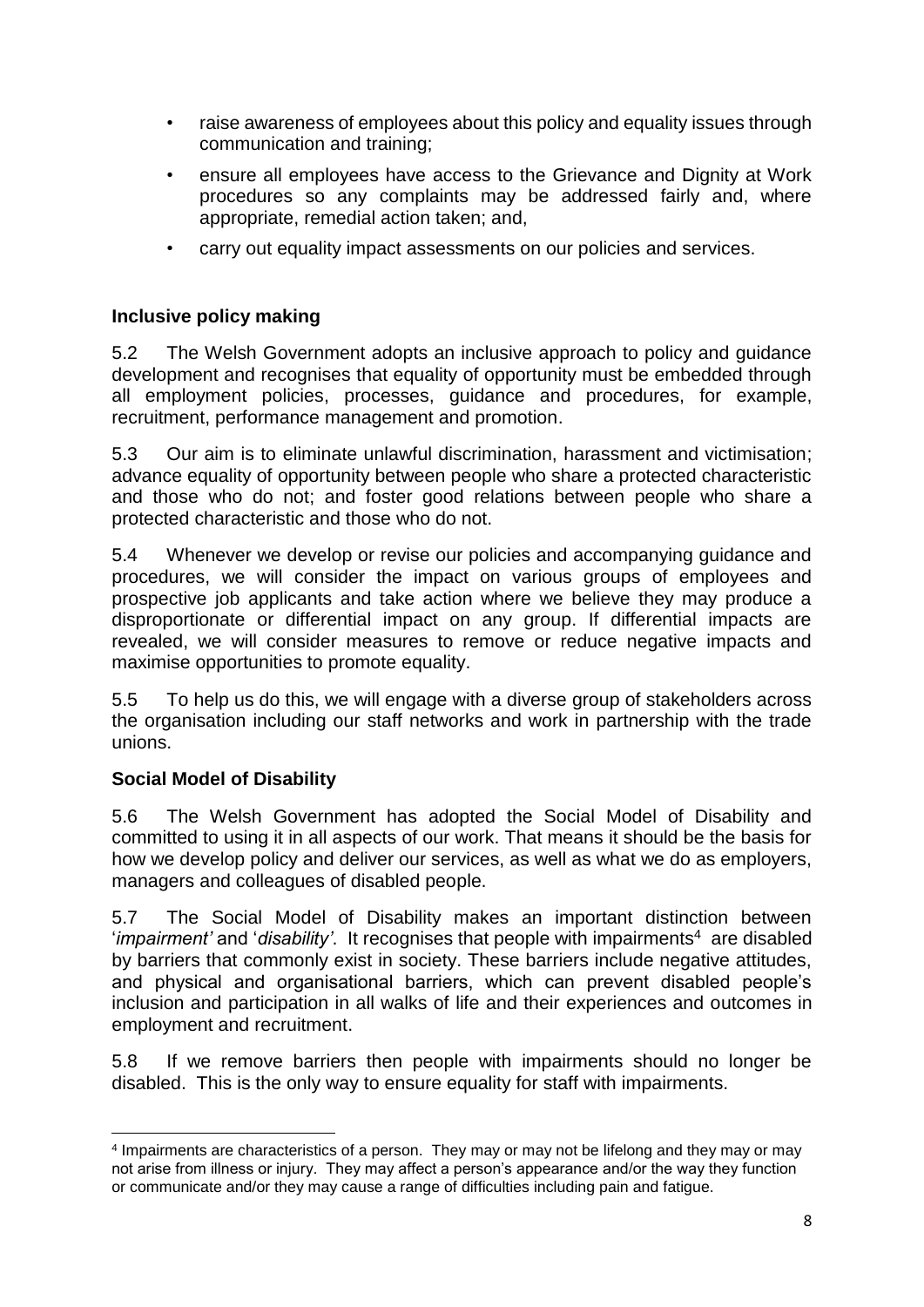- raise awareness of employees about this policy and equality issues through communication and training;
- ensure all employees have access to the Grievance and Dignity at Work procedures so any complaints may be addressed fairly and, where appropriate, remedial action taken; and,
- carry out equality impact assessments on our policies and services.

**Inclusive policy making**

5.2 The Welsh Government adopts an inclusive approach to policy and guidance development and recognises that equality of opportunity must be embedded through all employment policies, processes, guidance and procedures, for example, recruitment, performance management and promotion.

5.3 Our aim is to eliminate unlawful discrimination, harassment and victimisation; advance equality of opportunity between people who share a protected characteristic and those who do not; and foster good relations between people who share a protected characteristic and those who do not.

5.4 Whenever we develop or revise our policies and accompanying guidance and procedures, we will consider the impact on various groups of employees and prospective job applicants and take action where we believe they may produce a disproportionate or differential impact on any group. If differential impacts are revealed, we will consider measures to remove or reduce negative impacts and maximise opportunities to promote equality.

5.5 To help us do this, we will engage with a diverse group of stakeholders across the organisation including our staff networks and work in partnership with the trade unions.

**Social Model of Disability**

5.6 The Welsh Government has adopted the Social Model of Disability and committed to using it in all aspects of our work. That means it should be the basis for how we develop policy and deliver our services, as well as what we do as employers, managers and colleagues of disabled people.

5.7 The Social Model of Disability makes an important distinction between '*impairment'* and '*disability'*. It recognises that people with impairments[4] are disabled by barriers that commonly exist in society. These barriers include negative attitudes, and physical and organisational barriers, which can prevent disabled people's inclusion and participation in all walks of life and their experiences and outcomes in employment and recruitment.

5.8 If we remove barriers then people with impairments should no longer be disabled. This is the only way to ensure equality for staff with impairments.

[4] Impairments are characteristics of a person. They may or may not be lifelong and they may or may not arise from illness or injury. They may affect a person's appearance and/or the way they function or communicate and/or they may cause a range of difficulties including pain and fatigue.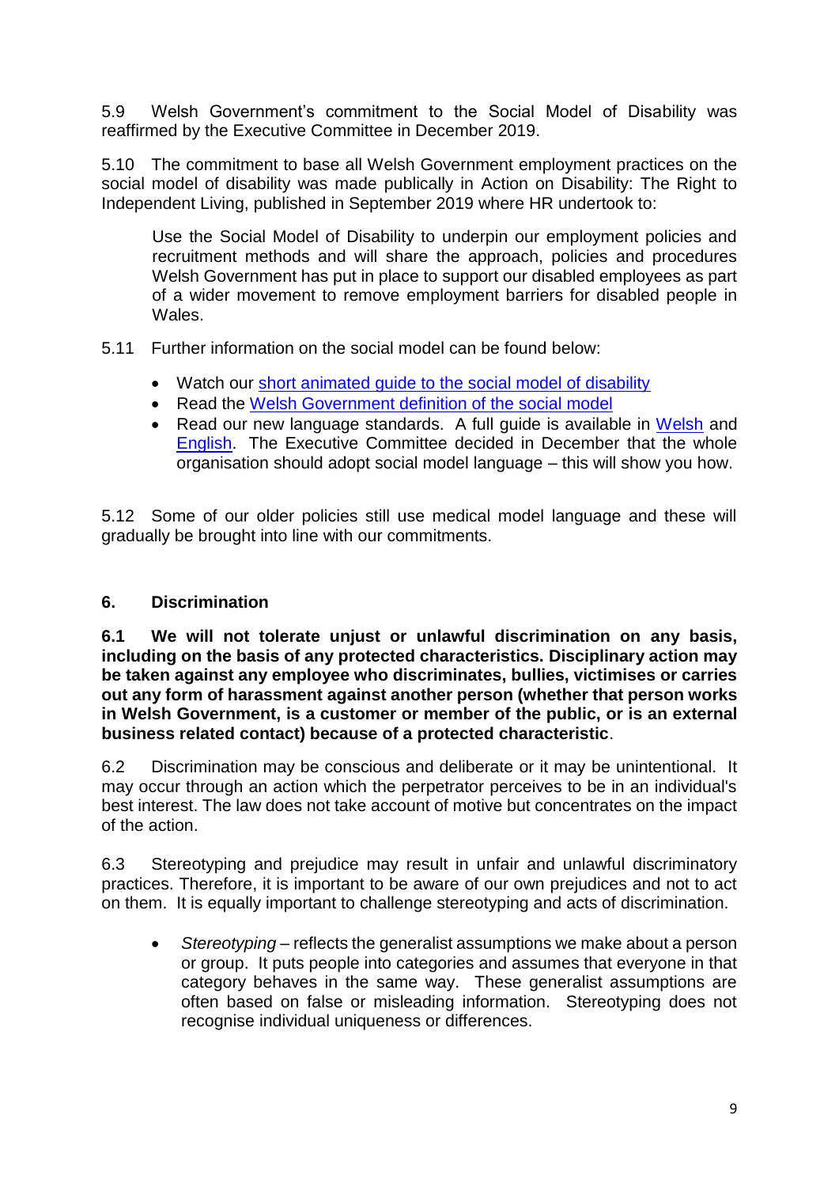5.9 Welsh Government's commitment to the Social Model of Disability was reaffirmed by the Executive Committee in December 2019.

5.10 The commitment to base all Welsh Government employment practices on the social model of disability was made publically in Action on Disability: The Right to Independent Living, published in September 2019 where HR undertook to:

> Use the Social Model of Disability to underpin our employment policies and recruitment methods and will share the approach, policies and procedures Welsh Government has put in place to support our disabled employees as part of a wider movement to remove employment barriers for disabled people in Wales.

5.11 Further information on the social model can be found below:

- Watch our short animated guide to the social model of disability
- Read the Welsh Government definition of the social model
- Read our new language standards. A full guide is available in Welsh and English. The Executive Committee decided in December that the whole organisation should adopt social model language – this will show you how.

5.12 Some of our older policies still use medical model language and these will gradually be brought into line with our commitments.

## 6. Discrimination

**6.1 We will not tolerate unjust or unlawful discrimination on any basis, including on the basis of any protected characteristics. Disciplinary action may be taken against any employee who discriminates, bullies, victimises or carries out any form of harassment against another person (whether that person works in Welsh Government, is a customer or member of the public, or is an external business related contact) because of a protected characteristic**.

6.2 Discrimination may be conscious and deliberate or it may be unintentional. It may occur through an action which the perpetrator perceives to be in an individual's best interest. The law does not take account of motive but concentrates on the impact of the action.

6.3 Stereotyping and prejudice may result in unfair and unlawful discriminatory practices. Therefore, it is important to be aware of our own prejudices and not to act on them. It is equally important to challenge stereotyping and acts of discrimination.

- *Stereotyping* – reflects the generalist assumptions we make about a person or group. It puts people into categories and assumes that everyone in that category behaves in the same way. These generalist assumptions are often based on false or misleading information. Stereotyping does not recognise individual uniqueness or differences.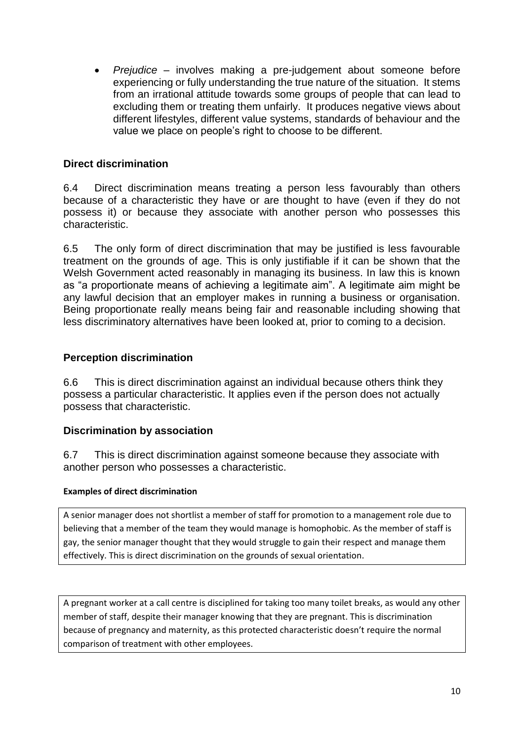- *Prejudice* – involves making a pre-judgement about someone before experiencing or fully understanding the true nature of the situation. It stems from an irrational attitude towards some groups of people that can lead to excluding them or treating them unfairly. It produces negative views about different lifestyles, different value systems, standards of behaviour and the value we place on people's right to choose to be different.

## Direct discrimination

6.4 Direct discrimination means treating a person less favourably than others because of a characteristic they have or are thought to have (even if they do not possess it) or because they associate with another person who possesses this characteristic.

6.5 The only form of direct discrimination that may be justified is less favourable treatment on the grounds of age. This is only justifiable if it can be shown that the Welsh Government acted reasonably in managing its business. In law this is known as "a proportionate means of achieving a legitimate aim". A legitimate aim might be any lawful decision that an employer makes in running a business or organisation. Being proportionate really means being fair and reasonable including showing that less discriminatory alternatives have been looked at, prior to coming to a decision.

## Perception discrimination

6.6 This is direct discrimination against an individual because others think they possess a particular characteristic. It applies even if the person does not actually possess that characteristic.

## Discrimination by association

6.7 This is direct discrimination against someone because they associate with another person who possesses a characteristic.

**Examples of direct discrimination**

A senior manager does not shortlist a member of staff for promotion to a management role due to believing that a member of the team they would manage is homophobic. As the member of staff is gay, the senior manager thought that they would struggle to gain their respect and manage them effectively. This is direct discrimination on the grounds of sexual orientation.

A pregnant worker at a call centre is disciplined for taking too many toilet breaks, as would any other member of staff, despite their manager knowing that they are pregnant. This is discrimination because of pregnancy and maternity, as this protected characteristic doesn't require the normal comparison of treatment with other employees.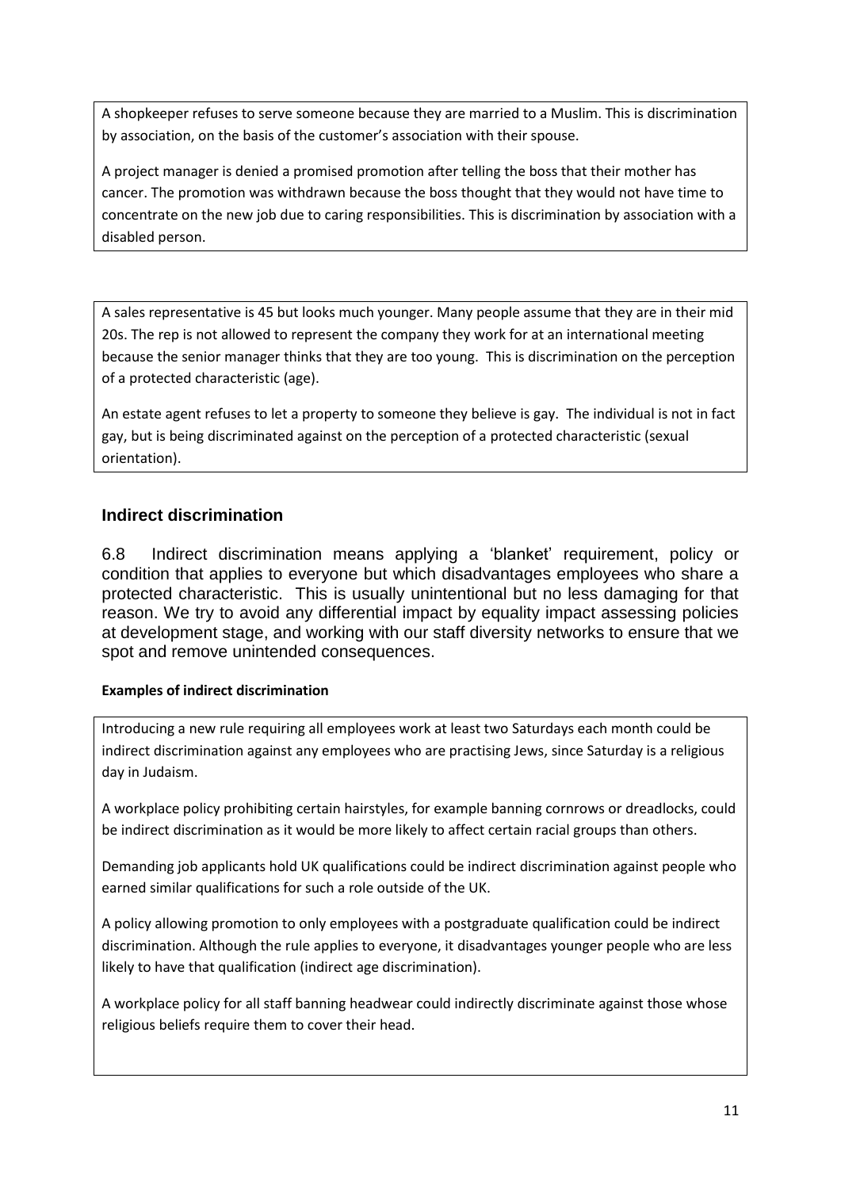A shopkeeper refuses to serve someone because they are married to a Muslim. This is discrimination by association, on the basis of the customer's association with their spouse.

A project manager is denied a promised promotion after telling the boss that their mother has cancer. The promotion was withdrawn because the boss thought that they would not have time to concentrate on the new job due to caring responsibilities. This is discrimination by association with a disabled person.

A sales representative is 45 but looks much younger. Many people assume that they are in their mid 20s. The rep is not allowed to represent the company they work for at an international meeting because the senior manager thinks that they are too young. This is discrimination on the perception of a protected characteristic (age).

An estate agent refuses to let a property to someone they believe is gay. The individual is not in fact gay, but is being discriminated against on the perception of a protected characteristic (sexual orientation).

## Indirect discrimination

6.8 Indirect discrimination means applying a 'blanket' requirement, policy or condition that applies to everyone but which disadvantages employees who share a protected characteristic. This is usually unintentional but no less damaging for that reason. We try to avoid any differential impact by equality impact assessing policies at development stage, and working with our staff diversity networks to ensure that we spot and remove unintended consequences.

**Examples of indirect discrimination**

Introducing a new rule requiring all employees work at least two Saturdays each month could be indirect discrimination against any employees who are practising Jews, since Saturday is a religious day in Judaism.

A workplace policy prohibiting certain hairstyles, for example banning cornrows or dreadlocks, could be indirect discrimination as it would be more likely to affect certain racial groups than others.

Demanding job applicants hold UK qualifications could be indirect discrimination against people who earned similar qualifications for such a role outside of the UK.

A policy allowing promotion to only employees with a postgraduate qualification could be indirect discrimination. Although the rule applies to everyone, it disadvantages younger people who are less likely to have that qualification (indirect age discrimination).

A workplace policy for all staff banning headwear could indirectly discriminate against those whose religious beliefs require them to cover their head.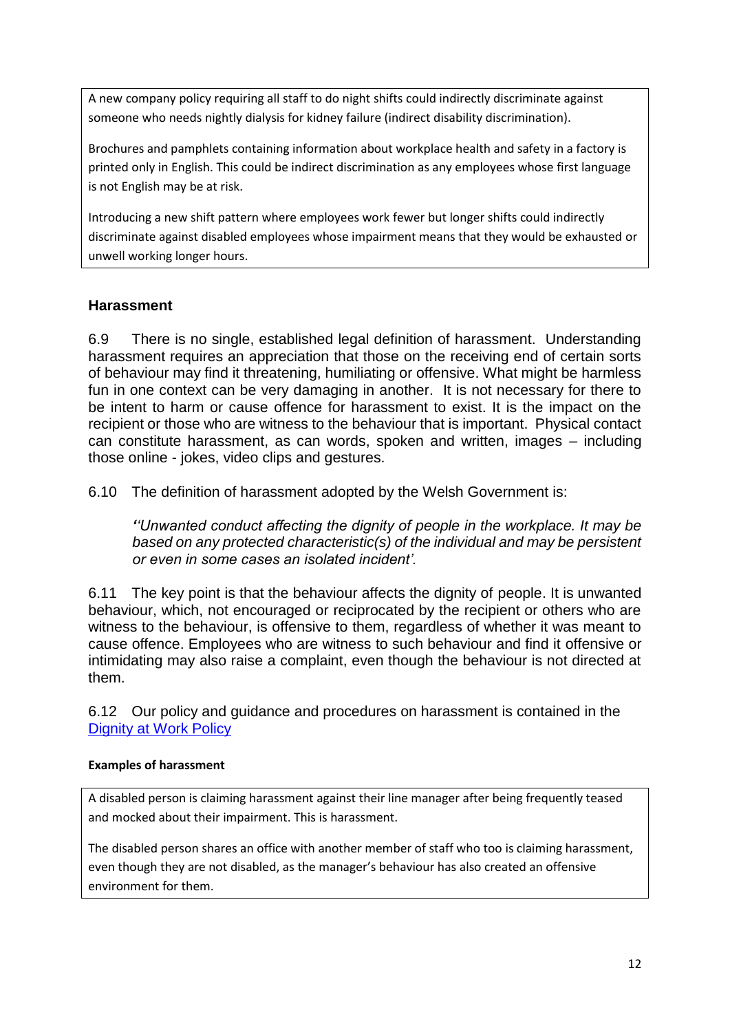A new company policy requiring all staff to do night shifts could indirectly discriminate against someone who needs nightly dialysis for kidney failure (indirect disability discrimination).

Brochures and pamphlets containing information about workplace health and safety in a factory is printed only in English. This could be indirect discrimination as any employees whose first language is not English may be at risk.

Introducing a new shift pattern where employees work fewer but longer shifts could indirectly discriminate against disabled employees whose impairment means that they would be exhausted or unwell working longer hours.

### Harassment

6.9 There is no single, established legal definition of harassment. Understanding harassment requires an appreciation that those on the receiving end of certain sorts of behaviour may find it threatening, humiliating or offensive. What might be harmless fun in one context can be very damaging in another. It is not necessary for there to be intent to harm or cause offence for harassment to exist. It is the impact on the recipient or those who are witness to the behaviour that is important. Physical contact can constitute harassment, as can words, spoken and written, images – including those online - jokes, video clips and gestures.

6.10 The definition of harassment adopted by the Welsh Government is:

> *''Unwanted conduct affecting the dignity of people in the workplace. It may be based on any protected characteristic(s) of the individual and may be persistent or even in some cases an isolated incident'.*

6.11 The key point is that the behaviour affects the dignity of people. It is unwanted behaviour, which, not encouraged or reciprocated by the recipient or others who are witness to the behaviour, is offensive to them, regardless of whether it was meant to cause offence. Employees who are witness to such behaviour and find it offensive or intimidating may also raise a complaint, even though the behaviour is not directed at them.

6.12 Our policy and guidance and procedures on harassment is contained in the Dignity at Work Policy

**Examples of harassment**

A disabled person is claiming harassment against their line manager after being frequently teased and mocked about their impairment. This is harassment.

The disabled person shares an office with another member of staff who too is claiming harassment, even though they are not disabled, as the manager's behaviour has also created an offensive environment for them.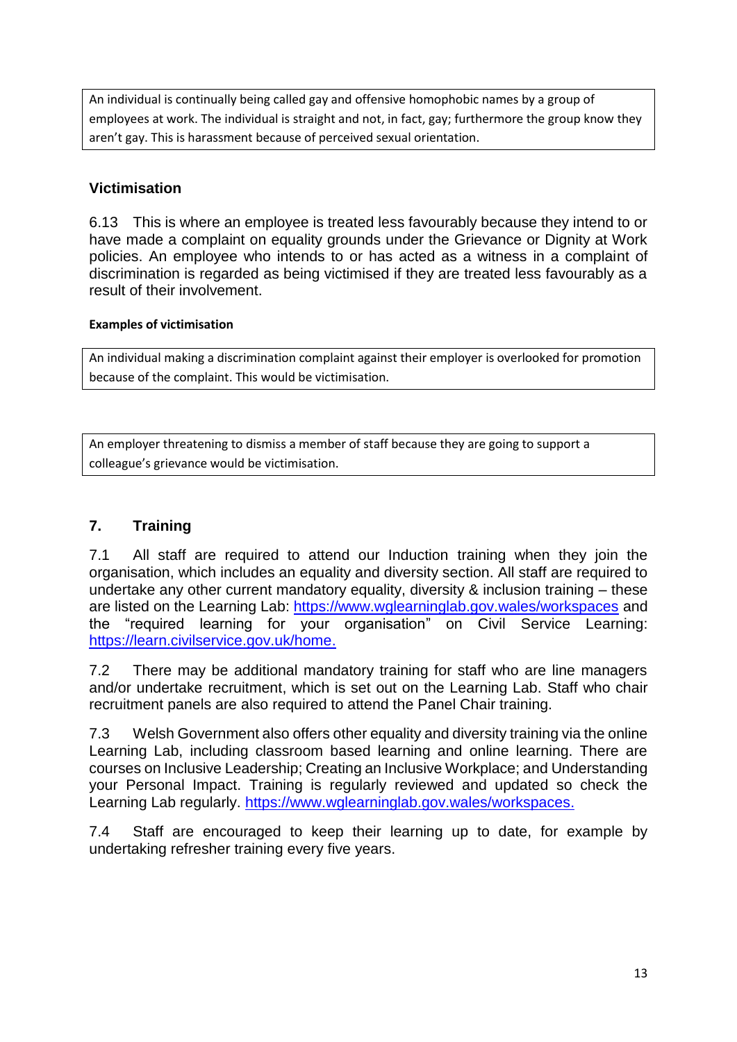An individual is continually being called gay and offensive homophobic names by a group of employees at work. The individual is straight and not, in fact, gay; furthermore the group know they aren't gay. This is harassment because of perceived sexual orientation.

### Victimisation

6.13 This is where an employee is treated less favourably because they intend to or have made a complaint on equality grounds under the Grievance or Dignity at Work policies. An employee who intends to or has acted as a witness in a complaint of discrimination is regarded as being victimised if they are treated less favourably as a result of their involvement.

**Examples of victimisation**

An individual making a discrimination complaint against their employer is overlooked for promotion because of the complaint. This would be victimisation.

An employer threatening to dismiss a member of staff because they are going to support a colleague's grievance would be victimisation.

## 7. Training

7.1 All staff are required to attend our Induction training when they join the organisation, which includes an equality and diversity section. All staff are required to undertake any other current mandatory equality, diversity & inclusion training – these are listed on the Learning Lab: https://www.wglearninglab.gov.wales/workspaces and the "required learning for your organisation" on Civil Service Learning: https://learn.civilservice.gov.uk/home.

7.2 There may be additional mandatory training for staff who are line managers and/or undertake recruitment, which is set out on the Learning Lab. Staff who chair recruitment panels are also required to attend the Panel Chair training.

7.3 Welsh Government also offers other equality and diversity training via the online Learning Lab, including classroom based learning and online learning. There are courses on Inclusive Leadership; Creating an Inclusive Workplace; and Understanding your Personal Impact. Training is regularly reviewed and updated so check the Learning Lab regularly. https://www.wglearninglab.gov.wales/workspaces.

7.4 Staff are encouraged to keep their learning up to date, for example by undertaking refresher training every five years.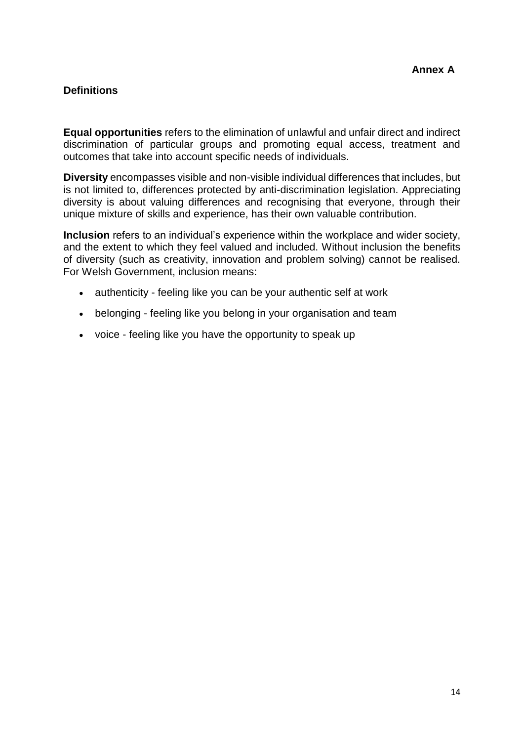**Annex A**

## Definitions

**Equal opportunities** refers to the elimination of unlawful and unfair direct and indirect discrimination of particular groups and promoting equal access, treatment and outcomes that take into account specific needs of individuals.

**Diversity** encompasses visible and non-visible individual differences that includes, but is not limited to, differences protected by anti-discrimination legislation. Appreciating diversity is about valuing differences and recognising that everyone, through their unique mixture of skills and experience, has their own valuable contribution.

**Inclusion** refers to an individual's experience within the workplace and wider society, and the extent to which they feel valued and included. Without inclusion the benefits of diversity (such as creativity, innovation and problem solving) cannot be realised. For Welsh Government, inclusion means:

- authenticity - feeling like you can be your authentic self at work
- belonging - feeling like you belong in your organisation and team
- voice - feeling like you have the opportunity to speak up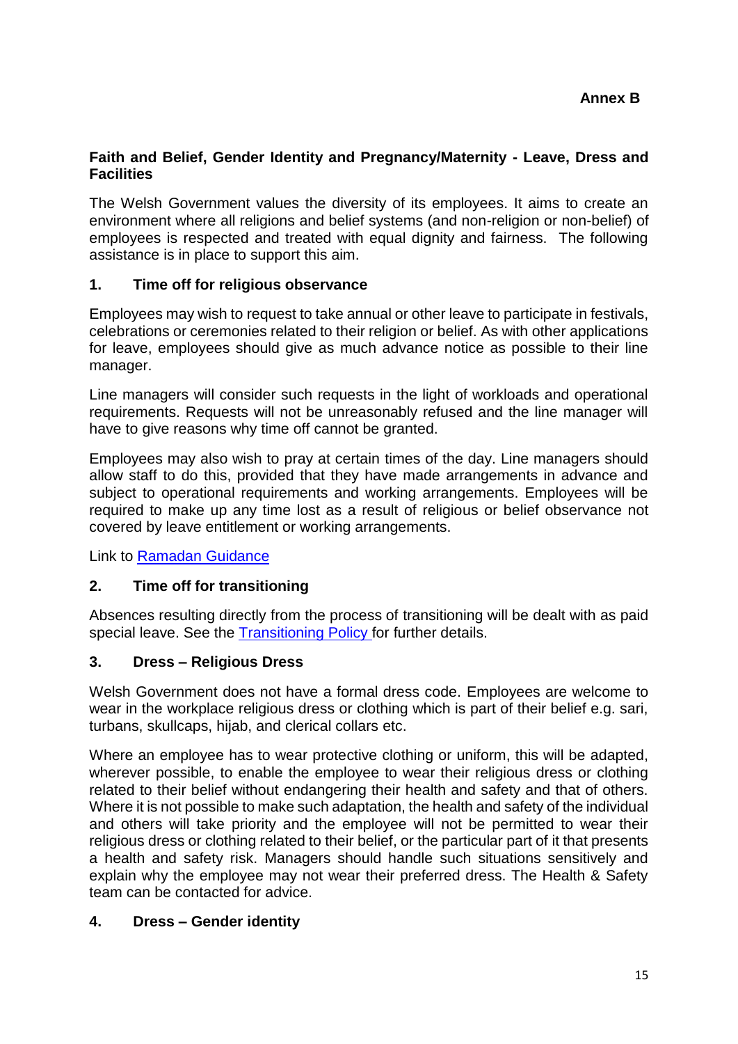**Annex B**

## Faith and Belief, Gender Identity and Pregnancy/Maternity - Leave, Dress and Facilities

The Welsh Government values the diversity of its employees. It aims to create an environment where all religions and belief systems (and non-religion or non-belief) of employees is respected and treated with equal dignity and fairness. The following assistance is in place to support this aim.

### 1. Time off for religious observance

Employees may wish to request to take annual or other leave to participate in festivals, celebrations or ceremonies related to their religion or belief. As with other applications for leave, employees should give as much advance notice as possible to their line manager.

Line managers will consider such requests in the light of workloads and operational requirements. Requests will not be unreasonably refused and the line manager will have to give reasons why time off cannot be granted.

Employees may also wish to pray at certain times of the day. Line managers should allow staff to do this, provided that they have made arrangements in advance and subject to operational requirements and working arrangements. Employees will be required to make up any time lost as a result of religious or belief observance not covered by leave entitlement or working arrangements.

Link to Ramadan Guidance

### 2. Time off for transitioning

Absences resulting directly from the process of transitioning will be dealt with as paid special leave. See the Transitioning Policy for further details.

### 3. Dress – Religious Dress

Welsh Government does not have a formal dress code. Employees are welcome to wear in the workplace religious dress or clothing which is part of their belief e.g. sari, turbans, skullcaps, hijab, and clerical collars etc.

Where an employee has to wear protective clothing or uniform, this will be adapted, wherever possible, to enable the employee to wear their religious dress or clothing related to their belief without endangering their health and safety and that of others. Where it is not possible to make such adaptation, the health and safety of the individual and others will take priority and the employee will not be permitted to wear their religious dress or clothing related to their belief, or the particular part of it that presents a health and safety risk. Managers should handle such situations sensitively and explain why the employee may not wear their preferred dress. The Health & Safety team can be contacted for advice.

### 4. Dress – Gender identity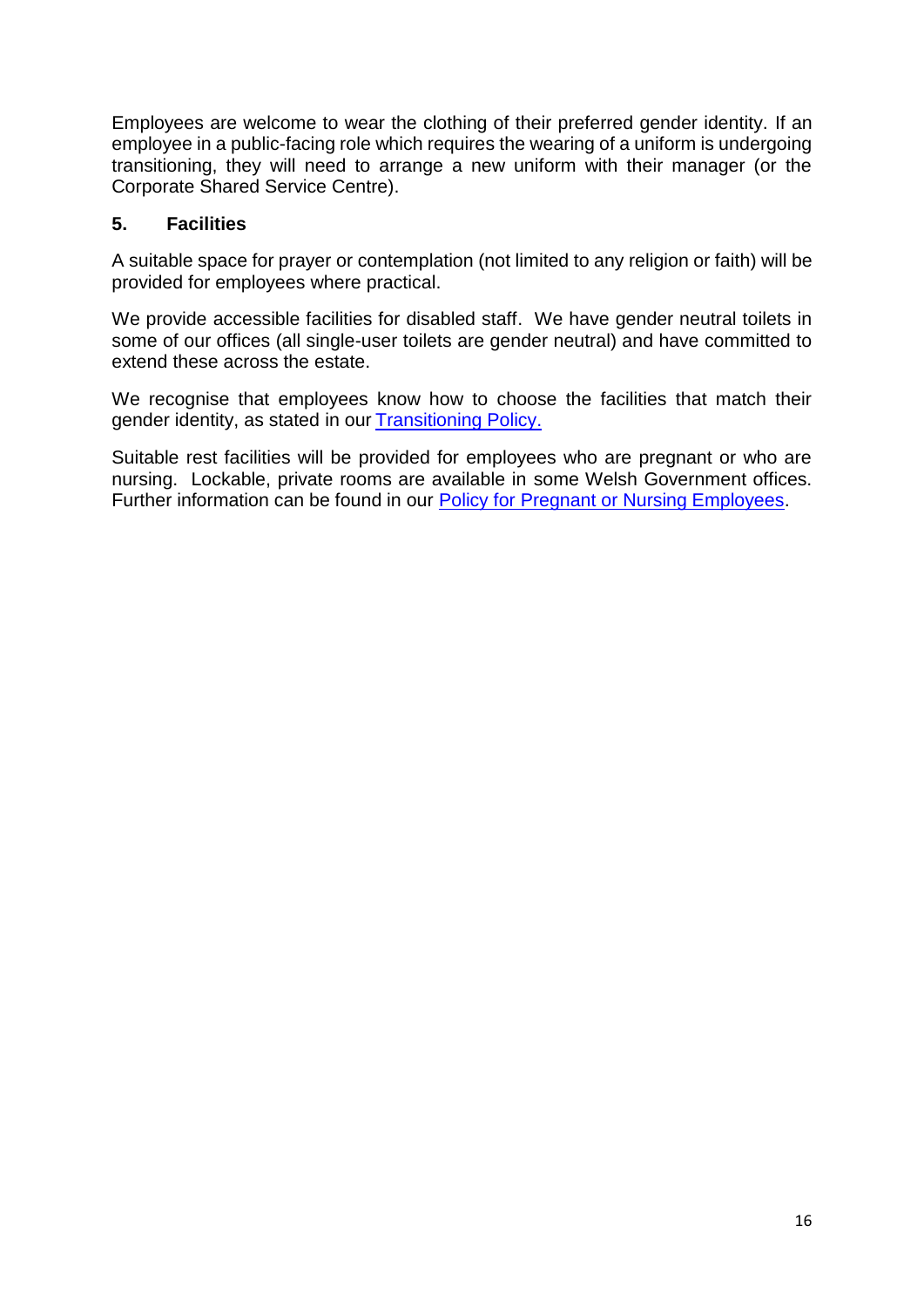Employees are welcome to wear the clothing of their preferred gender identity. If an employee in a public-facing role which requires the wearing of a uniform is undergoing transitioning, they will need to arrange a new uniform with their manager (or the Corporate Shared Service Centre).

## 5. Facilities

A suitable space for prayer or contemplation (not limited to any religion or faith) will be provided for employees where practical.

We provide accessible facilities for disabled staff. We have gender neutral toilets in some of our offices (all single-user toilets are gender neutral) and have committed to extend these across the estate.

We recognise that employees know how to choose the facilities that match their gender identity, as stated in our Transitioning Policy.

Suitable rest facilities will be provided for employees who are pregnant or who are nursing. Lockable, private rooms are available in some Welsh Government offices. Further information can be found in our Policy for Pregnant or Nursing Employees.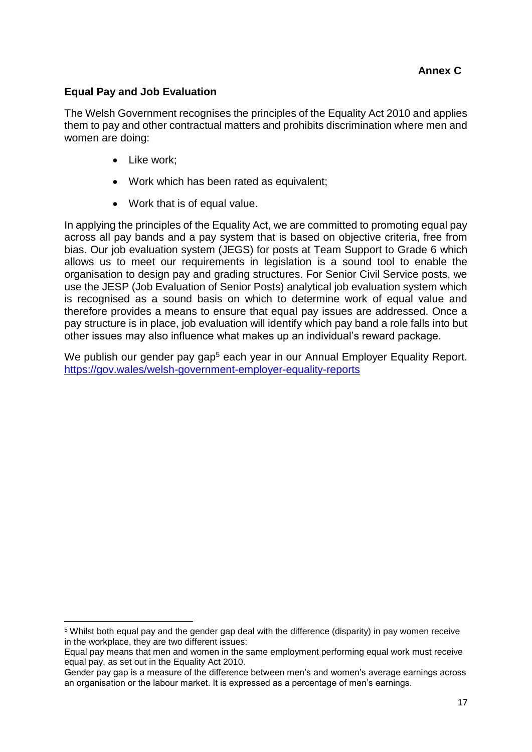**Annex C**

## Equal Pay and Job Evaluation

The Welsh Government recognises the principles of the Equality Act 2010 and applies them to pay and other contractual matters and prohibits discrimination where men and women are doing:

- Like work;
- Work which has been rated as equivalent;
- Work that is of equal value.

In applying the principles of the Equality Act, we are committed to promoting equal pay across all pay bands and a pay system that is based on objective criteria, free from bias. Our job evaluation system (JEGS) for posts at Team Support to Grade 6 which allows us to meet our requirements in legislation is a sound tool to enable the organisation to design pay and grading structures. For Senior Civil Service posts, we use the JESP (Job Evaluation of Senior Posts) analytical job evaluation system which is recognised as a sound basis on which to determine work of equal value and therefore provides a means to ensure that equal pay issues are addressed. Once a pay structure is in place, job evaluation will identify which pay band a role falls into but other issues may also influence what makes up an individual's reward package.

We publish our gender pay gap[5] each year in our Annual Employer Equality Report. [https://gov.wales/welsh-government-employer-equality-reports](https://gov.wales/welsh-government-employer-equality-reports)

---

[5] Whilst both equal pay and the gender gap deal with the difference (disparity) in pay women receive in the workplace, they are two different issues:
Equal pay means that men and women in the same employment performing equal work must receive equal pay, as set out in the Equality Act 2010.
Gender pay gap is a measure of the difference between men's and women's average earnings across an organisation or the labour market. It is expressed as a percentage of men's earnings.